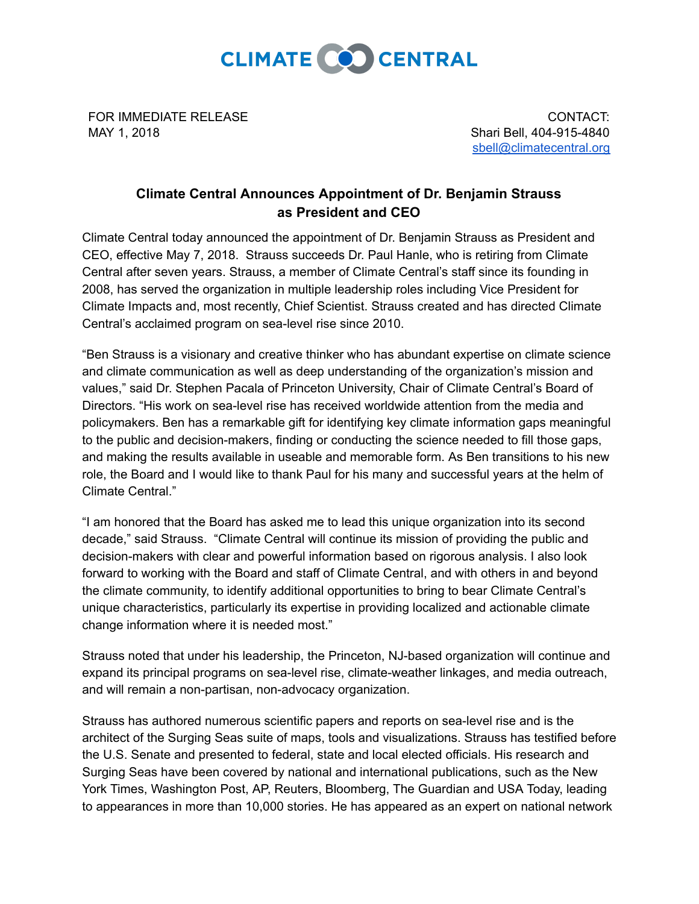CLIMATE CENTRAL

FOR IMMEDIATE RELEASE
MAY 1, 2018

CONTACT:
Shari Bell, 404-915-4840
sbell@climatecentral.org

## Climate Central Announces Appointment of Dr. Benjamin Strauss as President and CEO

Climate Central today announced the appointment of Dr. Benjamin Strauss as President and CEO, effective May 7, 2018. Strauss succeeds Dr. Paul Hanle, who is retiring from Climate Central after seven years. Strauss, a member of Climate Central's staff since its founding in 2008, has served the organization in multiple leadership roles including Vice President for Climate Impacts and, most recently, Chief Scientist. Strauss created and has directed Climate Central's acclaimed program on sea-level rise since 2010.

"Ben Strauss is a visionary and creative thinker who has abundant expertise on climate science and climate communication as well as deep understanding of the organization's mission and values," said Dr. Stephen Pacala of Princeton University, Chair of Climate Central's Board of Directors. "His work on sea-level rise has received worldwide attention from the media and policymakers. Ben has a remarkable gift for identifying key climate information gaps meaningful to the public and decision-makers, finding or conducting the science needed to fill those gaps, and making the results available in useable and memorable form. As Ben transitions to his new role, the Board and I would like to thank Paul for his many and successful years at the helm of Climate Central."

"I am honored that the Board has asked me to lead this unique organization into its second decade," said Strauss. "Climate Central will continue its mission of providing the public and decision-makers with clear and powerful information based on rigorous analysis. I also look forward to working with the Board and staff of Climate Central, and with others in and beyond the climate community, to identify additional opportunities to bring to bear Climate Central's unique characteristics, particularly its expertise in providing localized and actionable climate change information where it is needed most."

Strauss noted that under his leadership, the Princeton, NJ-based organization will continue and expand its principal programs on sea-level rise, climate-weather linkages, and media outreach, and will remain a non-partisan, non-advocacy organization.

Strauss has authored numerous scientific papers and reports on sea-level rise and is the architect of the Surging Seas suite of maps, tools and visualizations. Strauss has testified before the U.S. Senate and presented to federal, state and local elected officials. His research and Surging Seas have been covered by national and international publications, such as the New York Times, Washington Post, AP, Reuters, Bloomberg, The Guardian and USA Today, leading to appearances in more than 10,000 stories. He has appeared as an expert on national network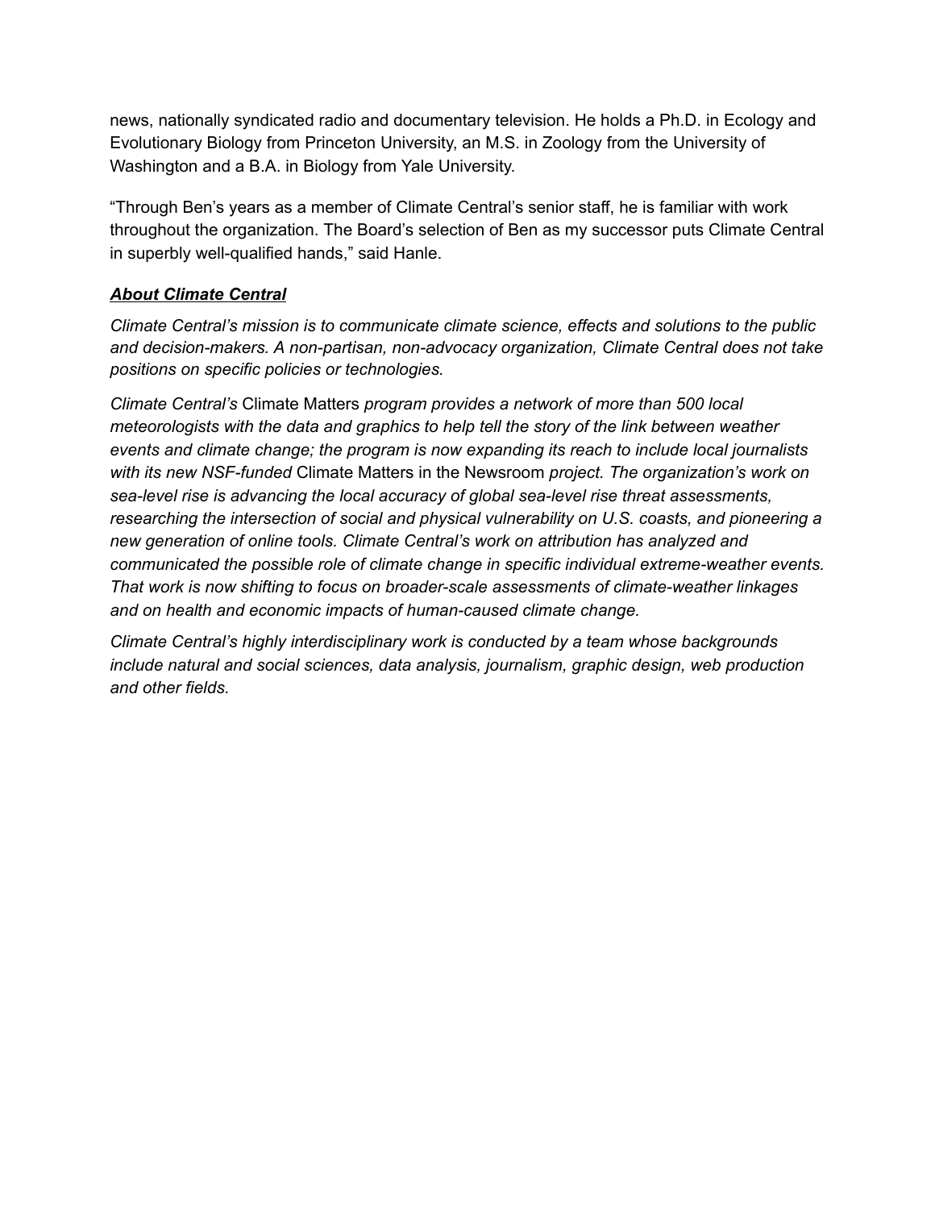news, nationally syndicated radio and documentary television. He holds a Ph.D. in Ecology and Evolutionary Biology from Princeton University, an M.S. in Zoology from the University of Washington and a B.A. in Biology from Yale University.

“Through Ben’s years as a member of Climate Central’s senior staff, he is familiar with work throughout the organization. The Board’s selection of Ben as my successor puts Climate Central in superbly well-qualified hands,” said Hanle.

***About Climate Central***

*Climate Central’s mission is to communicate climate science, effects and solutions to the public and decision-makers. A non-partisan, non-advocacy organization, Climate Central does not take positions on specific policies or technologies.*

*Climate Central’s* Climate Matters *program provides a network of more than 500 local meteorologists with the data and graphics to help tell the story of the link between weather events and climate change; the program is now expanding its reach to include local journalists with its new NSF-funded* Climate Matters in the Newsroom *project. The organization’s work on sea-level rise is advancing the local accuracy of global sea-level rise threat assessments, researching the intersection of social and physical vulnerability on U.S. coasts, and pioneering a new generation of online tools. Climate Central’s work on attribution has analyzed and communicated the possible role of climate change in specific individual extreme-weather events. That work is now shifting to focus on broader-scale assessments of climate-weather linkages and on health and economic impacts of human-caused climate change.*

*Climate Central’s highly interdisciplinary work is conducted by a team whose backgrounds include natural and social sciences, data analysis, journalism, graphic design, web production and other fields.*